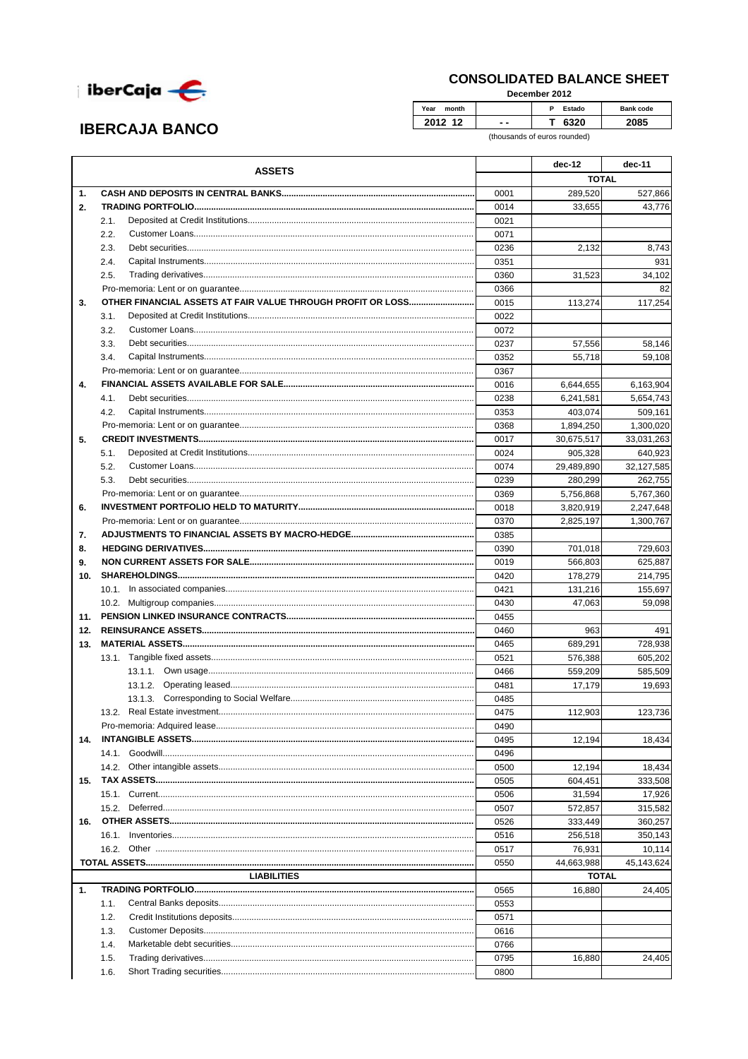# IBERCAJA BANCO

## CONSOLIDATED BALANCE SHEET

December 2012

| Year month | | P Estado | Bank code |
|---|---|---|---|
| 2012 12 | - - | T 6320 | 2085 |

(thousands of euros rounded)

| ASSETS | | dec-12 | dec-11 |
|---|---|---|---|
| | | TOTAL | |
| 1. CASH AND DEPOSITS IN CENTRAL BANKS | 0001 | 289,520 | 527,866 |
| 2. TRADING PORTFOLIO | 0014 | 33,655 | 43,776 |
| 2.1. Deposited at Credit Institutions | 0021 | | |
| 2.2. Customer Loans | 0071 | | |
| 2.3. Debt securities | 0236 | 2,132 | 8,743 |
| 2.4. Capital Instruments | 0351 | | 931 |
| 2.5. Trading derivatives | 0360 | 31,523 | 34,102 |
| Pro-memoria: Lent or on guarantee | 0366 | | 82 |
| 3. OTHER FINANCIAL ASSETS AT FAIR VALUE THROUGH PROFIT OR LOSS | 0015 | 113,274 | 117,254 |
| 3.1. Deposited at Credit Institutions | 0022 | | |
| 3.2. Customer Loans | 0072 | | |
| 3.3. Debt securities | 0237 | 57,556 | 58,146 |
| 3.4. Capital Instruments | 0352 | 55,718 | 59,108 |
| Pro-memoria: Lent or on guarantee | 0367 | | |
| 4. FINANCIAL ASSETS AVAILABLE FOR SALE | 0016 | 6,644,655 | 6,163,904 |
| 4.1. Debt securities | 0238 | 6,241,581 | 5,654,743 |
| 4.2. Capital Instruments | 0353 | 403,074 | 509,161 |
| Pro-memoria: Lent or on guarantee | 0368 | 1,894,250 | 1,300,020 |
| 5. CREDIT INVESTMENTS | 0017 | 30,675,517 | 33,031,263 |
| 5.1. Deposited at Credit Institutions | 0024 | 905,328 | 640,923 |
| 5.2. Customer Loans | 0074 | 29,489,890 | 32,127,585 |
| 5.3. Debt securities | 0239 | 280,299 | 262,755 |
| Pro-memoria: Lent or on guarantee | 0369 | 5,756,868 | 5,767,360 |
| 6. INVESTMENT PORTFOLIO HELD TO MATURITY | 0018 | 3,820,919 | 2,247,648 |
| Pro-memoria: Lent or on guarantee | 0370 | 2,825,197 | 1,300,767 |
| 7. ADJUSTMENTS TO FINANCIAL ASSETS BY MACRO-HEDGE | 0385 | | |
| 8. HEDGING DERIVATIVES | 0390 | 701,018 | 729,603 |
| 9. NON CURRENT ASSETS FOR SALE | 0019 | 566,803 | 625,887 |
| 10. SHAREHOLDINGS | 0420 | 178,279 | 214,795 |
| 10.1. In associated companies | 0421 | 131,216 | 155,697 |
| 10.2. Multigroup companies | 0430 | 47,063 | 59,098 |
| 11. PENSION LINKED INSURANCE CONTRACTS | 0455 | | |
| 12. REINSURANCE ASSETS | 0460 | 963 | 491 |
| 13. MATERIAL ASSETS | 0465 | 689,291 | 728,938 |
| 13.1. Tangible fixed assets | 0521 | 576,388 | 605,202 |
| 13.1.1. Own usage | 0466 | 559,209 | 585,509 |
| 13.1.2. Operating leased | 0481 | 17,179 | 19,693 |
| 13.1.3. Corresponding to Social Welfare | 0485 | | |
| 13.2. Real Estate investment | 0475 | 112,903 | 123,736 |
| Pro-memoria: Adquired lease | 0490 | | |
| 14. INTANGIBLE ASSETS | 0495 | 12,194 | 18,434 |
| 14.1. Goodwill | 0496 | | |
| 14.2. Other intangible assets | 0500 | 12,194 | 18,434 |
| 15. TAX ASSETS | 0505 | 604,451 | 333,508 |
| 15.1. Current | 0506 | 31,594 | 17,926 |
| 15.2. Deferred | 0507 | 572,857 | 315,582 |
| 16. OTHER ASSETS | 0526 | 333,449 | 360,257 |
| 16.1. Inventories | 0516 | 256,518 | 350,143 |
| 16.2. Other | 0517 | 76,931 | 10,114 |
| TOTAL ASSETS | 0550 | 44,663,988 | 45,143,624 |
| **LIABILITIES** | | TOTAL | |
| 1. TRADING PORTFOLIO | 0565 | 16,880 | 24,405 |
| 1.1. Central Banks deposits | 0553 | | |
| 1.2. Credit Institutions deposits | 0571 | | |
| 1.3. Customer Deposits | 0616 | | |
| 1.4. Marketable debt securities | 0766 | | |
| 1.5. Trading derivatives | 0795 | 16,880 | 24,405 |
| 1.6. Short Trading securities | 0800 | | |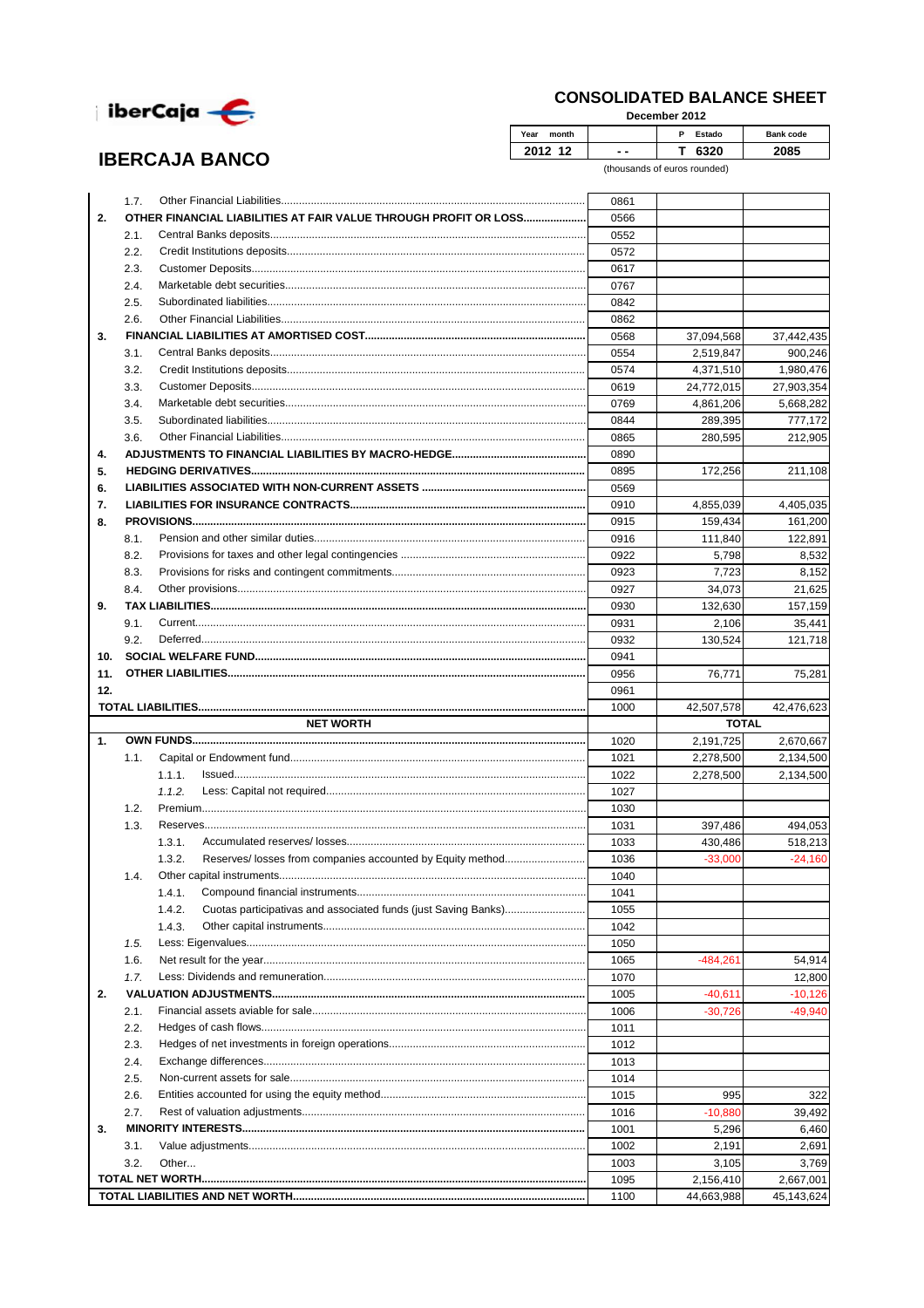![iberCaja logo]

# IBERCAJA BANCO

## CONSOLIDATED BALANCE SHEET

December 2012

| Year month | | P Estado | Bank code |
|---|---|---|---|
| 2012 12 | - - | T 6320 | 2085 |

(thousands of euros rounded)

| | | | |
|---|---|---|---|
| 1.7. Other Financial Liabilities | 0861 | | |
| **2. OTHER FINANCIAL LIABILITIES AT FAIR VALUE THROUGH PROFIT OR LOSS** | 0566 | | |
| 2.1. Central Banks deposits | 0552 | | |
| 2.2. Credit Institutions deposits | 0572 | | |
| 2.3. Customer Deposits | 0617 | | |
| 2.4. Marketable debt securities | 0767 | | |
| 2.5. Subordinated liabilities | 0842 | | |
| 2.6. Other Financial Liabilities | 0862 | | |
| **3. FINANCIAL LIABILITIES AT AMORTISED COST** | 0568 | 37,094,568 | 37,442,435 |
| 3.1. Central Banks deposits | 0554 | 2,519,847 | 900,246 |
| 3.2. Credit Institutions deposits | 0574 | 4,371,510 | 1,980,476 |
| 3.3. Customer Deposits | 0619 | 24,772,015 | 27,903,354 |
| 3.4. Marketable debt securities | 0769 | 4,861,206 | 5,668,282 |
| 3.5. Subordinated liabilities | 0844 | 289,395 | 777,172 |
| 3.6. Other Financial Liabilities | 0865 | 280,595 | 212,905 |
| **4. ADJUSTMENTS TO FINANCIAL LIABILITIES BY MACRO-HEDGE** | 0890 | | |
| **5. HEDGING DERIVATIVES** | 0895 | 172,256 | 211,108 |
| **6. LIABILITIES ASSOCIATED WITH NON-CURRENT ASSETS** | 0569 | | |
| **7. LIABILITIES FOR INSURANCE CONTRACTS** | 0910 | 4,855,039 | 4,405,035 |
| **8. PROVISIONS** | 0915 | 159,434 | 161,200 |
| 8.1. Pension and other similar duties | 0916 | 111,840 | 122,891 |
| 8.2. Provisions for taxes and other legal contingencies | 0922 | 5,798 | 8,532 |
| 8.3. Provisions for risks and contingent commitments | 0923 | 7,723 | 8,152 |
| 8.4. Other provisions | 0927 | 34,073 | 21,625 |
| **9. TAX LIABILITIES** | 0930 | 132,630 | 157,159 |
| 9.1. Current | 0931 | 2,106 | 35,441 |
| 9.2. Deferred | 0932 | 130,524 | 121,718 |
| **10. SOCIAL WELFARE FUND** | 0941 | | |
| **11. OTHER LIABILITIES** | 0956 | 76,771 | 75,281 |
| **12.** | 0961 | | |
| **TOTAL LIABILITIES** | 1000 | 42,507,578 | 42,476,623 |
| **NET WORTH** | | **TOTAL** | |
| **1. OWN FUNDS** | 1020 | 2,191,725 | 2,670,667 |
| 1.1. Capital or Endowment fund | 1021 | 2,278,500 | 2,134,500 |
| 1.1.1. Issued | 1022 | 2,278,500 | 2,134,500 |
| *1.1.2. Less: Capital not required* | 1027 | | |
| 1.2. Premium | 1030 | | |
| 1.3. Reserves | 1031 | 397,486 | 494,053 |
| 1.3.1. Accumulated reserves/ losses | 1033 | 430,486 | 518,213 |
| 1.3.2. Reserves/ losses from companies accounted by Equity method | 1036 | -33,000 | -24,160 |
| 1.4. Other capital instruments | 1040 | | |
| 1.4.1. Compound financial instruments | 1041 | | |
| 1.4.2. Cuotas participativas and associated funds (just Saving Banks) | 1055 | | |
| 1.4.3. Other capital instruments | 1042 | | |
| *1.5. Less: Eigenvalues* | 1050 | | |
| 1.6. Net result for the year | 1065 | -484,261 | 54,914 |
| *1.7. Less: Dividends and remuneration* | 1070 | | 12,800 |
| **2. VALUATION ADJUSTMENTS** | 1005 | -40,611 | -10,126 |
| 2.1. Financial assets aviable for sale | 1006 | -30,726 | -49,940 |
| 2.2. Hedges of cash flows | 1011 | | |
| 2.3. Hedges of net investments in foreign operations | 1012 | | |
| 2.4. Exchange differences | 1013 | | |
| 2.5. Non-current assets for sale | 1014 | | |
| 2.6. Entities accounted for using the equity method | 1015 | 995 | 322 |
| 2.7. Rest of valuation adjustments | 1016 | -10,880 | 39,492 |
| **3. MINORITY INTERESTS** | 1001 | 5,296 | 6,460 |
| 3.1. Value adjustments | 1002 | 2,191 | 2,691 |
| 3.2. Other | 1003 | 3,105 | 3,769 |
| **TOTAL NET WORTH** | 1095 | 2,156,410 | 2,667,001 |
| **TOTAL LIABILITIES AND NET WORTH** | 1100 | 44,663,988 | 45,143,624 |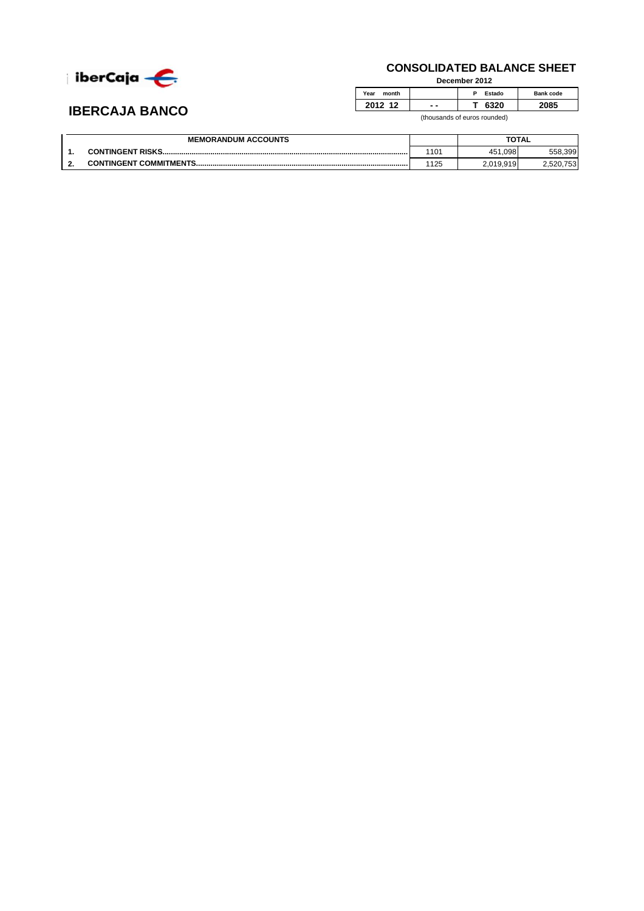iberCaja

# IBERCAJA BANCO

## CONSOLIDATED BALANCE SHEET

**December 2012**

| Year month | | P Estado | Bank code |
|---|---|---|---|
| 2012 12 | - - | T 6320 | 2085 |

(thousands of euros rounded)

| | MEMORANDUM ACCOUNTS | | TOTAL | |
|---|---|---|---|---|
| 1. | CONTINGENT RISKS...... | 1101 | 451,098 | 558,399 |
| 2. | CONTINGENT COMMITMENTS...... | 1125 | 2,019,919 | 2,520,753 |